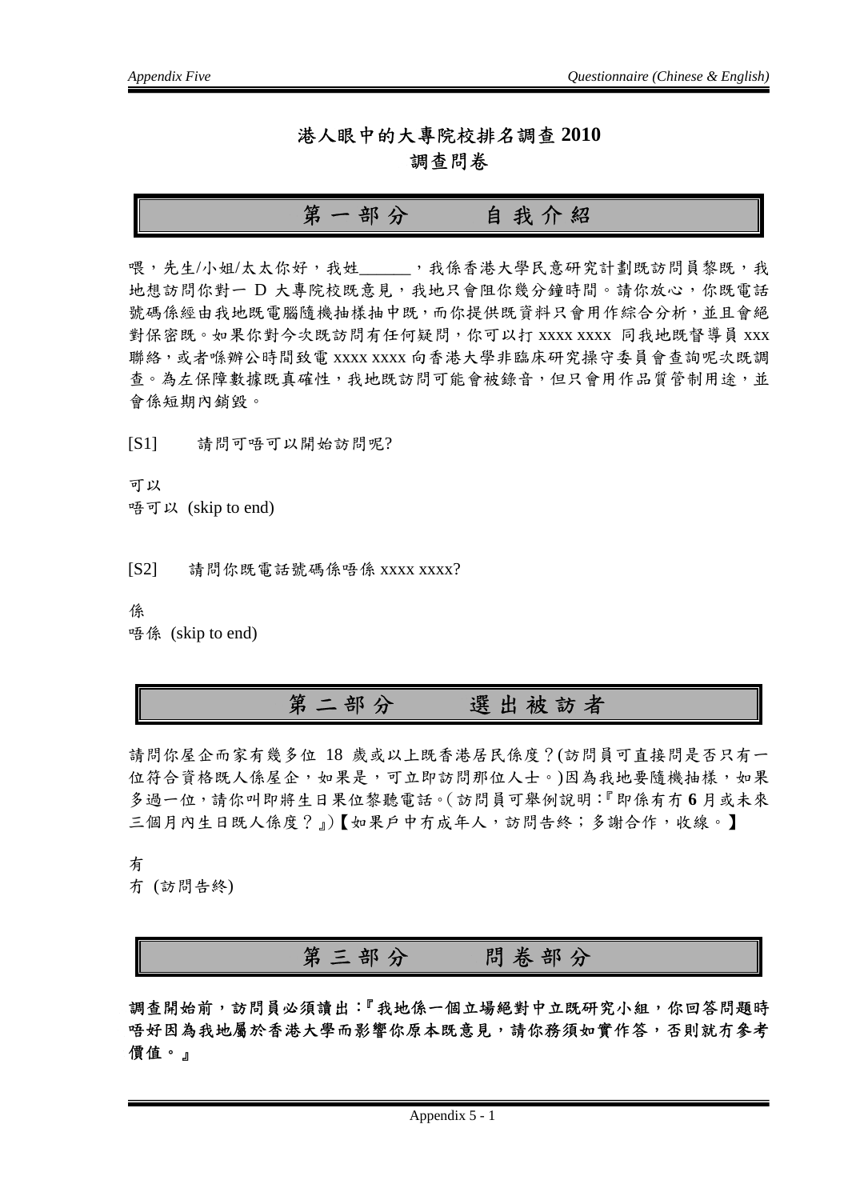# 港人眼中的大專院校排名調查 2010
## 調查問卷

## 第一部分　　自我介紹

喂，先生/小姐/太太你好，我姓______，我係香港大學民意研究計劃既訪問員黎既，我地想訪問你對一 D 大專院校既意見，我地只會阻你幾分鐘時間。請你放心，你既電話號碼係經由我地既電腦隨機抽樣抽中既，而你提供既資料只會用作綜合分析，並且會絕對保密既。如果你對今次既訪問有任何疑問，你可以打 xxxx xxxx 同我地既督導員 xxx 聯絡，或者喺辦公時間致電 xxxx xxxx 向香港大學非臨床研究操守委員會查詢呢次既調查。為左保障數據既真確性，我地既訪問可能會被錄音，但只會用作品質管制用途，並會係短期內銷毀。

[S1]　請問可唔可以開始訪問呢?

可以
唔可以 (skip to end)

[S2]　請問你既電話號碼係唔係 xxxx xxxx?

係
唔係 (skip to end)

## 第二部分　　選出被訪者

請問你屋企而家有幾多位 18 歲或以上既香港居民係度？(訪問員可直接問是否只有一位符合資格既人係屋企，如果是，可立即訪問那位人士。)因為我地要隨機抽樣，如果多過一位，請你叫即將生日果位黎聽電話。(訪問員可舉例說明：『即係有冇 **6** 月或未來三個月內生日既人係度？』)【如果戶中冇成年人，訪問告終；多謝合作，收線。】

有
冇 (訪問告終)

## 第三部分　　問卷部分

**調查開始前，訪問員必須讀出：『我地係一個立場絕對中立既研究小組，你回答問題時唔好因為我地屬於香港大學而影響你原本既意見，請你務須如實作答，否則就冇參考價值。』**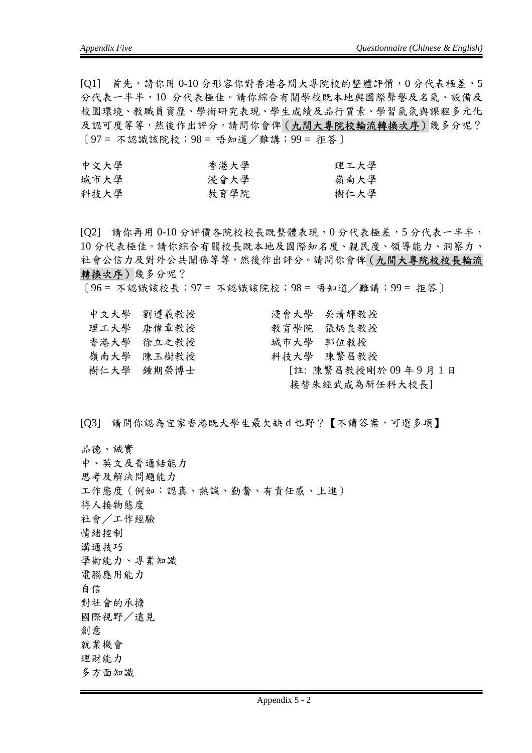[Q1] 首先，請你用 0-10 分形容你對香港各間大專院校的整體評價，0 分代表極差，5 分代表一半半，10 分代表極佳。請你綜合有關學校既本地與國際聲譽及名氣、設備及校園環境、教職員資歷、學術研究表現、學生成績及品行質素、學習氣氛與課程多元化及認可度等等，然後作出評分。請問你會俾（**<u>九間大專院校輪流轉換次序</u>**）幾多分呢？〔97 = 不認識該院校；98 = 唔知道／難講；99 = 拒答〕

| | | |
|---|---|---|
| 中文大學 | 香港大學 | 理工大學 |
| 城市大學 | 浸會大學 | 嶺南大學 |
| 科技大學 | 教育學院 | 樹仁大學 |

[Q2] 請你再用 0-10 分評價各院校校長既整體表現，0 分代表極差，5 分代表一半半，10 分代表極佳。請你綜合有關校長既本地及國際知名度、親民度、領導能力、洞察力、社會公信力及對外公共關係等等，然後作出評分。請問你會俾（**<u>九間大專院校校長輪流轉換次序</u>**）幾多分呢？

〔96 = 不認識該校長；97 = 不認識該院校；98 = 唔知道／難講；99 = 拒答〕

| | |
|---|---|
| 中文大學 劉遵義教授 | 浸會大學 吳清輝教授 |
| 理工大學 唐偉章教授 | 教育學院 張炳良教授 |
| 香港大學 徐立之教授 | 城市大學 郭位教授 |
| 嶺南大學 陳玉樹教授 | 科技大學 陳繁昌教授 |
| 樹仁大學 鍾期榮博士 | [註: 陳繁昌教授剛於 09 年 9 月 1 日接替朱經武成為新任科大校長] |

[Q3] 請問你認為宜家香港既大學生最欠缺 d 乜野？【不讀答案，可選多項】

品德、誠實
中、英文及普通話能力
思考及解決問題能力
工作態度（例如：認真、熱誠、勤奮、有責任感、上進）
待人接物態度
社會／工作經驗
情緒控制
溝通技巧
學術能力、專業知識
電腦應用能力
自信
對社會的承擔
國際視野／遠見
創意
就業機會
理財能力
多方面知識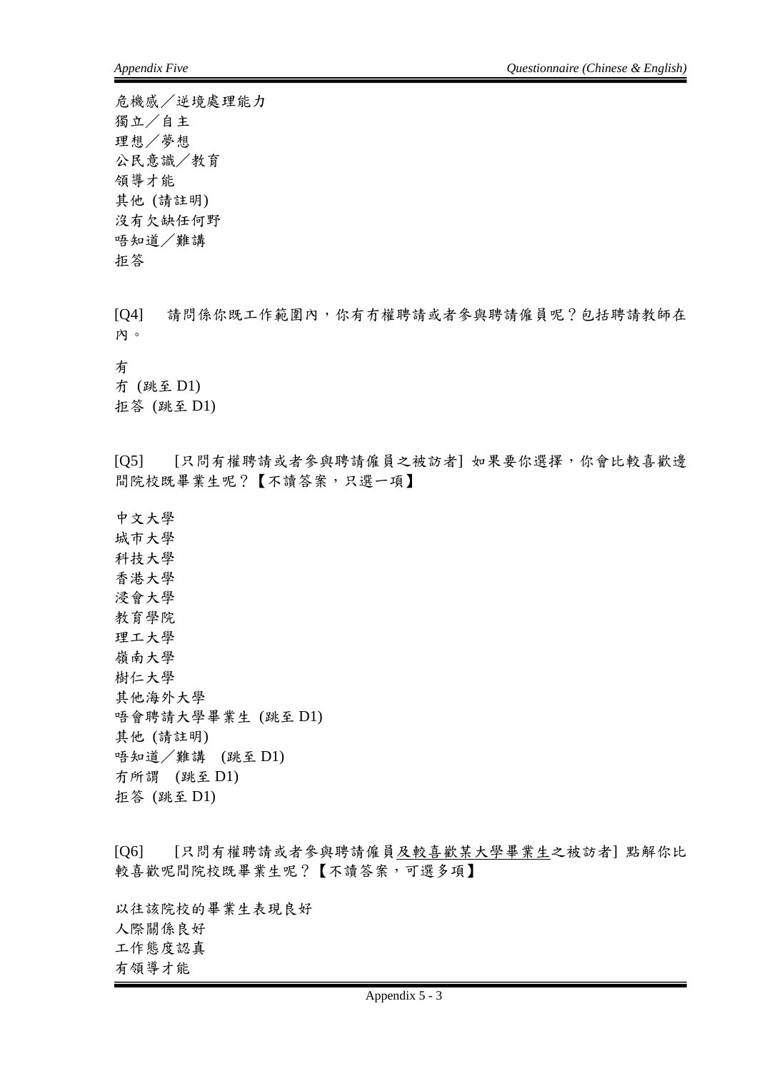危機感／逆境處理能力
獨立／自主
理想／夢想
公民意識／教育
領導才能
其他 (請註明)
沒有欠缺任何野
唔知道／難講
拒答

[Q4] 請問係你既工作範圍內，你有冇權聘請或者參與聘請僱員呢？包括聘請教師在內。

有
冇 (跳至 D1)
拒答 (跳至 D1)

[Q5] [只問有權聘請或者參與聘請僱員之被訪者] 如果要你選擇，你會比較喜歡邊間院校既畢業生呢？【不讀答案，只選一項】

中文大學
城市大學
科技大學
香港大學
浸會大學
教育學院
理工大學
嶺南大學
樹仁大學
其他海外大學
唔會聘請大學畢業生 (跳至 D1)
其他 (請註明)
唔知道／難講 (跳至 D1)
冇所謂 (跳至 D1)
拒答 (跳至 D1)

[Q6] [只問有權聘請或者參與聘請僱員<u>及較喜歡某大學畢業生</u>之被訪者] 點解你比較喜歡呢間院校既畢業生呢？【不讀答案，可選多項】

以往該院校的畢業生表現良好
人際關係良好
工作態度認真
有領導才能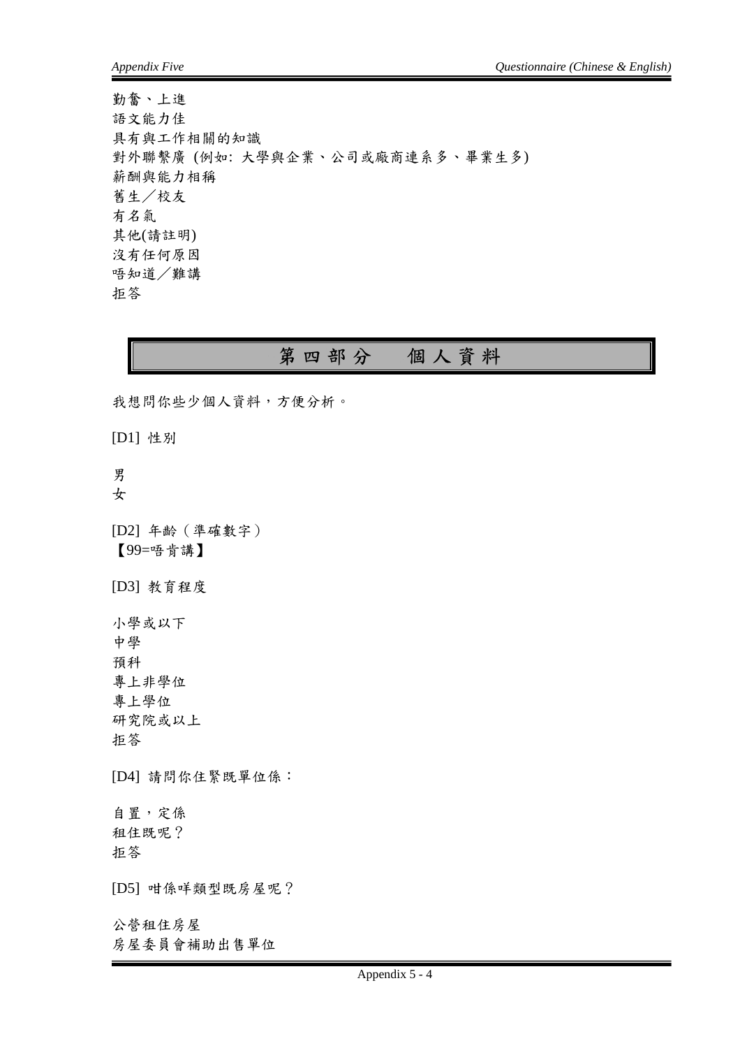勤奮、上進
語文能力佳
具有與工作相關的知識
對外聯繫廣 (例如: 大學與企業、公司或廠商連系多、畢業生多)
薪酬與能力相稱
舊生／校友
有名氣
其他(請註明)
沒有任何原因
唔知道／難講
拒答

## 第四部分　個人資料

我想問你些少個人資料，方便分析。

[D1] 性別

男
女

[D2] 年齡（準確數字）
【99=唔肯講】

[D3] 教育程度

小學或以下
中學
預科
專上非學位
專上學位
研究院或以上
拒答

[D4] 請問你住緊既單位係：

自置，定係
租住既呢？
拒答

[D5] 咁係咩類型既房屋呢？

公營租住房屋
房屋委員會補助出售單位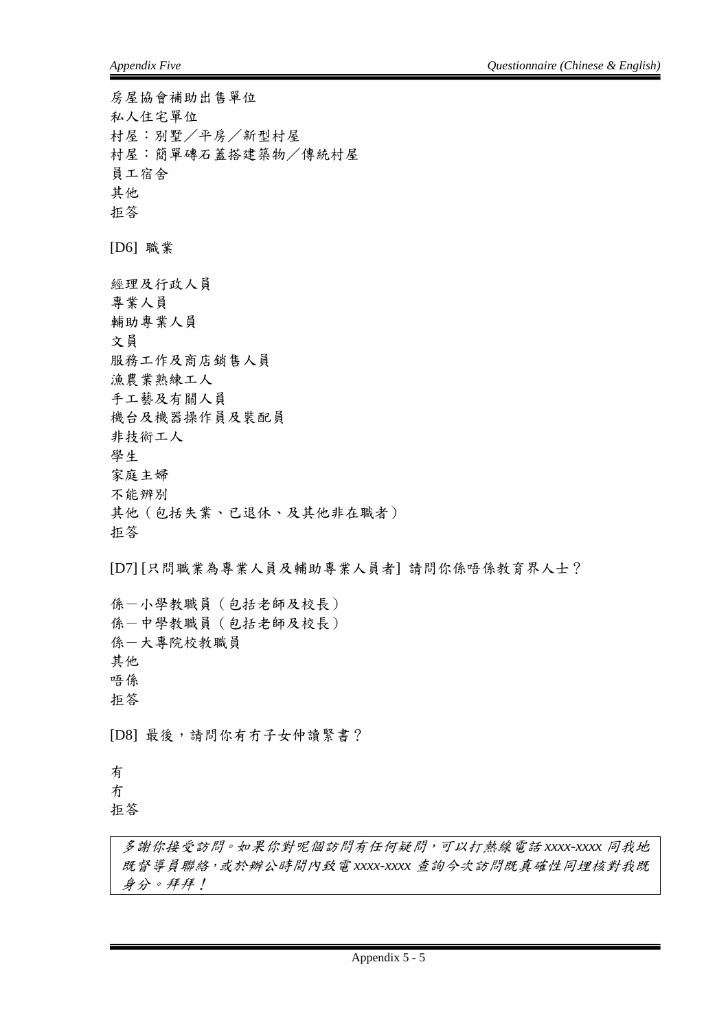房屋協會補助出售單位
私人住宅單位
村屋：別墅／平房／新型村屋
村屋：簡單磚石蓋搭建築物／傳統村屋
員工宿舍
其他
拒答

[D6] 職業

經理及行政人員
專業人員
輔助專業人員
文員
服務工作及商店銷售人員
漁農業熟練工人
手工藝及有關人員
機台及機器操作員及裝配員
非技術工人
學生
家庭主婦
不能辨別
其他（包括失業、已退休、及其他非在職者）
拒答

[D7] [只問職業為專業人員及輔助專業人員者] 請問你係唔係教育界人士？

係－小學教職員（包括老師及校長）
係－中學教職員（包括老師及校長）
係－大專院校教職員
其他
唔係
拒答

[D8] 最後，請問你有冇子女仲讀緊書？

有
冇
拒答

| *多謝你接受訪問。如果你對呢個訪問有任何疑問，可以打熱線電話 xxxx-xxxx 同我地既督導員聯絡，或於辦公時間內致電 xxxx-xxxx 查詢今次訪問既真確性同埋核對我既身分。拜拜！* |
|---|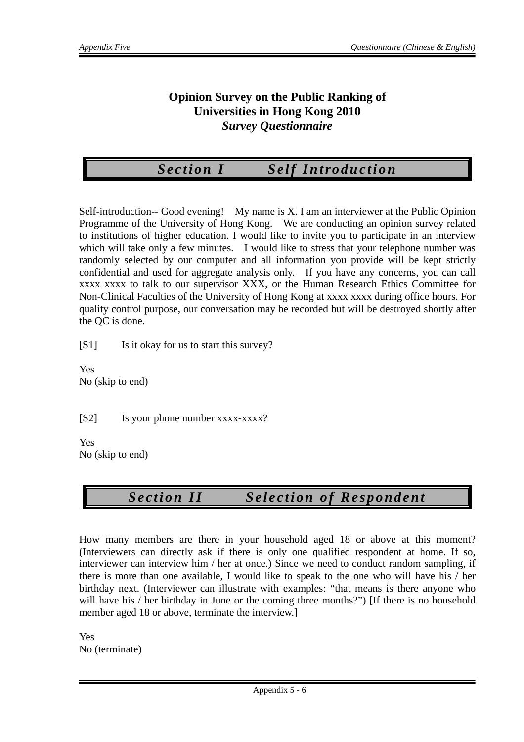# Opinion Survey on the Public Ranking of Universities in Hong Kong 2010

***Survey Questionnaire***

## *Section I Self Introduction*

Self-introduction-- Good evening! My name is X. I am an interviewer at the Public Opinion Programme of the University of Hong Kong. We are conducting an opinion survey related to institutions of higher education. I would like to invite you to participate in an interview which will take only a few minutes. I would like to stress that your telephone number was randomly selected by our computer and all information you provide will be kept strictly confidential and used for aggregate analysis only. If you have any concerns, you can call xxxx xxxx to talk to our supervisor XXX, or the Human Research Ethics Committee for Non-Clinical Faculties of the University of Hong Kong at xxxx xxxx during office hours. For quality control purpose, our conversation may be recorded but will be destroyed shortly after the QC is done.

[S1] Is it okay for us to start this survey?

Yes
No (skip to end)

[S2] Is your phone number xxxx-xxxx?

Yes
No (skip to end)

## *Section II Selection of Respondent*

How many members are there in your household aged 18 or above at this moment? (Interviewers can directly ask if there is only one qualified respondent at home. If so, interviewer can interview him / her at once.) Since we need to conduct random sampling, if there is more than one available, I would like to speak to the one who will have his / her birthday next. (Interviewer can illustrate with examples: "that means is there anyone who will have his / her birthday in June or the coming three months?") [If there is no household member aged 18 or above, terminate the interview.]

Yes
No (terminate)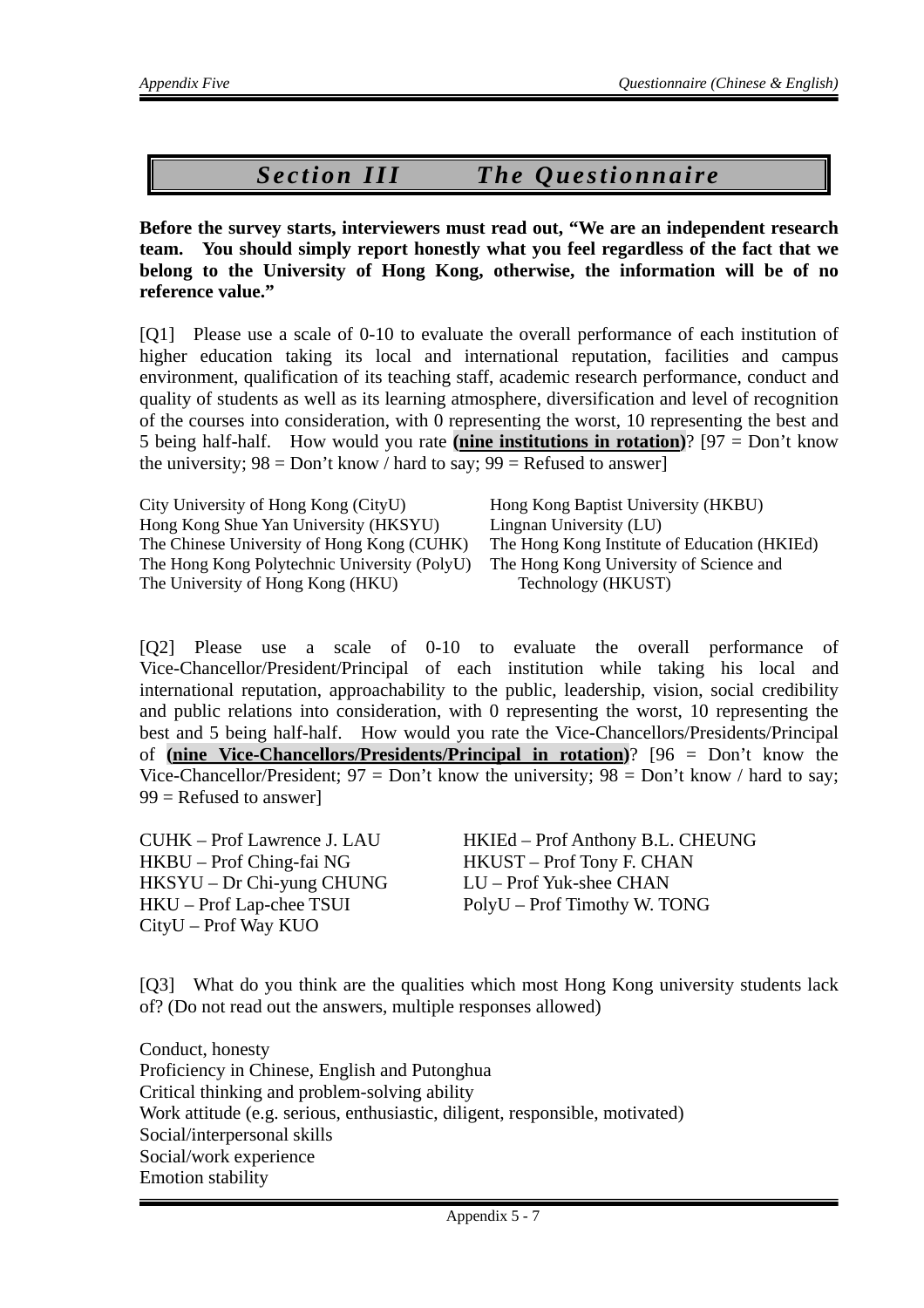# *Section III The Questionnaire*

**Before the survey starts, interviewers must read out, "We are an independent research team. You should simply report honestly what you feel regardless of the fact that we belong to the University of Hong Kong, otherwise, the information will be of no reference value."**

[Q1] Please use a scale of 0-10 to evaluate the overall performance of each institution of higher education taking its local and international reputation, facilities and campus environment, qualification of its teaching staff, academic research performance, conduct and quality of students as well as its learning atmosphere, diversification and level of recognition of the courses into consideration, with 0 representing the worst, 10 representing the best and 5 being half-half. How would you rate **(nine institutions in rotation)**? [97 = Don't know the university; 98 = Don't know / hard to say; 99 = Refused to answer]

City University of Hong Kong (CityU)
Hong Kong Shue Yan University (HKSYU)
The Chinese University of Hong Kong (CUHK)
The Hong Kong Polytechnic University (PolyU)
The University of Hong Kong (HKU)
Hong Kong Baptist University (HKBU)
Lingnan University (LU)
The Hong Kong Institute of Education (HKIEd)
The Hong Kong University of Science and Technology (HKUST)

[Q2] Please use a scale of 0-10 to evaluate the overall performance of Vice-Chancellor/President/Principal of each institution while taking his local and international reputation, approachability to the public, leadership, vision, social credibility and public relations into consideration, with 0 representing the worst, 10 representing the best and 5 being half-half. How would you rate the Vice-Chancellors/Presidents/Principal of **(nine Vice-Chancellors/Presidents/Principal in rotation)**? [96 = Don't know the Vice-Chancellor/President; 97 = Don't know the university; 98 = Don't know / hard to say; 99 = Refused to answer]

CUHK – Prof Lawrence J. LAU
HKBU – Prof Ching-fai NG
HKSYU – Dr Chi-yung CHUNG
HKU – Prof Lap-chee TSUI
CityU – Prof Way KUO
HKIEd – Prof Anthony B.L. CHEUNG
HKUST – Prof Tony F. CHAN
LU – Prof Yuk-shee CHAN
PolyU – Prof Timothy W. TONG

[Q3] What do you think are the qualities which most Hong Kong university students lack of? (Do not read out the answers, multiple responses allowed)

Conduct, honesty
Proficiency in Chinese, English and Putonghua
Critical thinking and problem-solving ability
Work attitude (e.g. serious, enthusiastic, diligent, responsible, motivated)
Social/interpersonal skills
Social/work experience
Emotion stability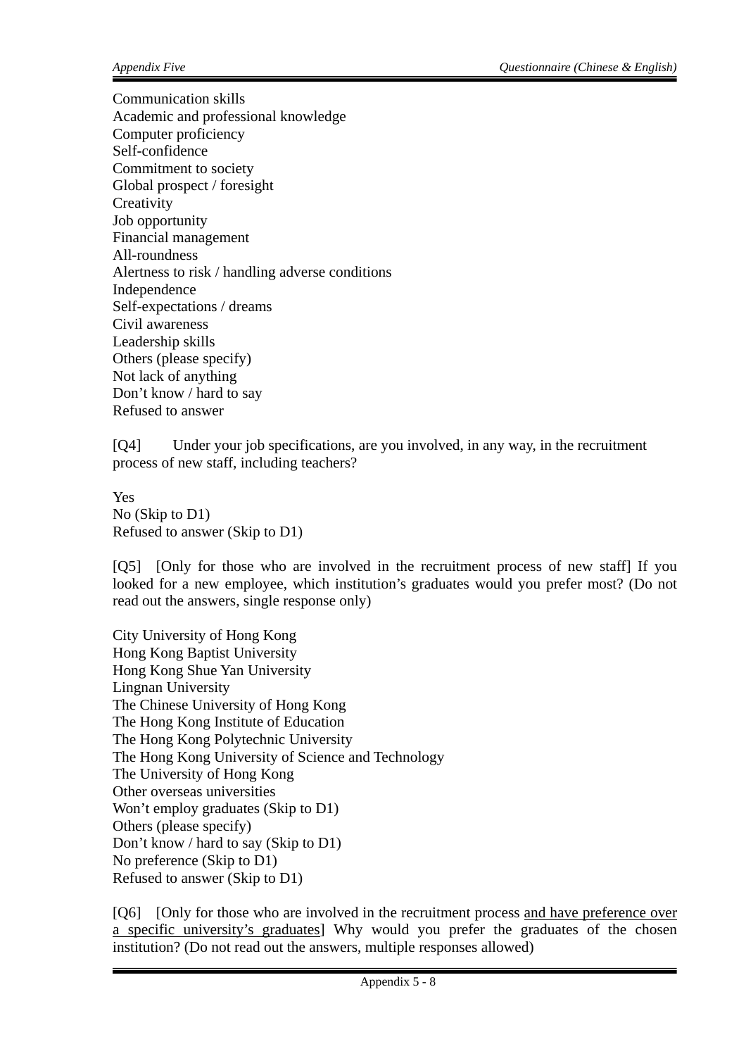Communication skills
Academic and professional knowledge
Computer proficiency
Self-confidence
Commitment to society
Global prospect / foresight
Creativity
Job opportunity
Financial management
All-roundness
Alertness to risk / handling adverse conditions
Independence
Self-expectations / dreams
Civil awareness
Leadership skills
Others (please specify)
Not lack of anything
Don't know / hard to say
Refused to answer

[Q4] Under your job specifications, are you involved, in any way, in the recruitment process of new staff, including teachers?

Yes
No (Skip to D1)
Refused to answer (Skip to D1)

[Q5] [Only for those who are involved in the recruitment process of new staff] If you looked for a new employee, which institution's graduates would you prefer most? (Do not read out the answers, single response only)

City University of Hong Kong
Hong Kong Baptist University
Hong Kong Shue Yan University
Lingnan University
The Chinese University of Hong Kong
The Hong Kong Institute of Education
The Hong Kong Polytechnic University
The Hong Kong University of Science and Technology
The University of Hong Kong
Other overseas universities
Won't employ graduates (Skip to D1)
Others (please specify)
Don't know / hard to say (Skip to D1)
No preference (Skip to D1)
Refused to answer (Skip to D1)

[Q6] [Only for those who are involved in the recruitment process <u>and have preference over a specific university's graduates</u>] Why would you prefer the graduates of the chosen institution? (Do not read out the answers, multiple responses allowed)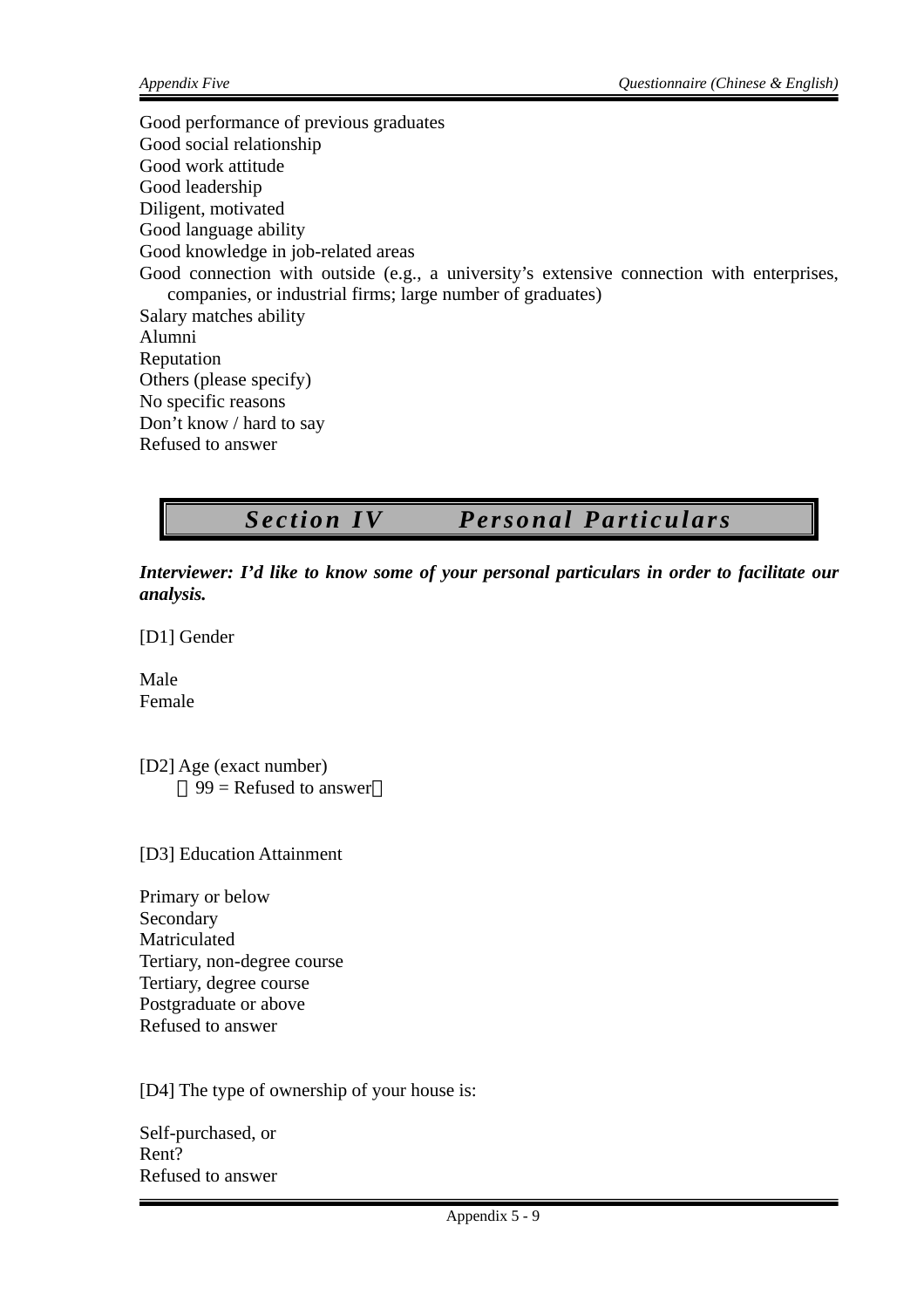Good performance of previous graduates
Good social relationship
Good work attitude
Good leadership
Diligent, motivated
Good language ability
Good knowledge in job-related areas
Good connection with outside (e.g., a university's extensive connection with enterprises, companies, or industrial firms; large number of graduates)
Salary matches ability
Alumni
Reputation
Others (please specify)
No specific reasons
Don't know / hard to say
Refused to answer

## *Section IV　　Personal Particulars*

***Interviewer: I'd like to know some of your personal particulars in order to facilitate our analysis.***

[D1] Gender

Male
Female

[D2] Age (exact number)
（99 = Refused to answer）

[D3] Education Attainment

Primary or below
Secondary
Matriculated
Tertiary, non-degree course
Tertiary, degree course
Postgraduate or above
Refused to answer

[D4] The type of ownership of your house is:

Self-purchased, or
Rent?
Refused to answer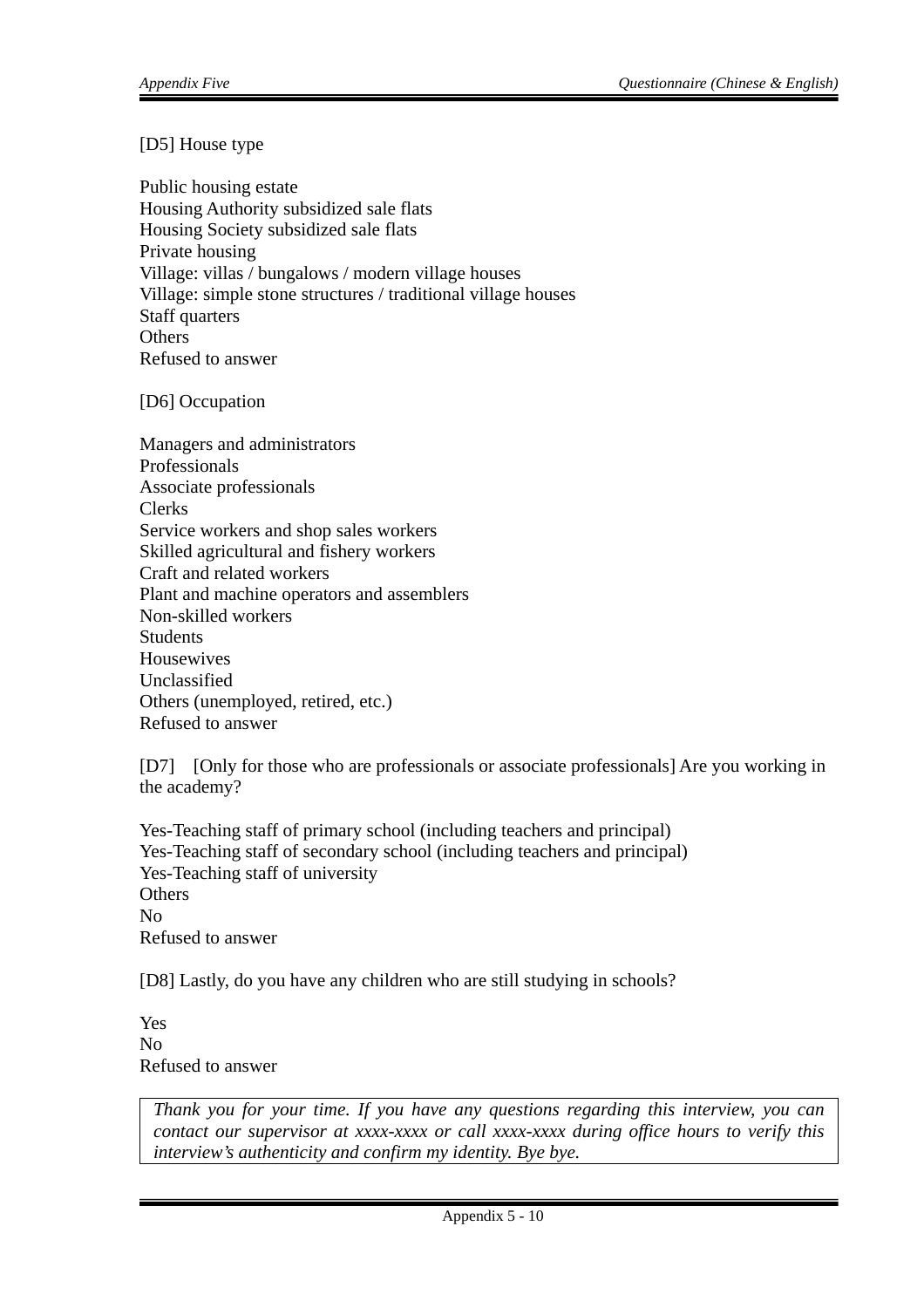[D5] House type

Public housing estate
Housing Authority subsidized sale flats
Housing Society subsidized sale flats
Private housing
Village: villas / bungalows / modern village houses
Village: simple stone structures / traditional village houses
Staff quarters
Others
Refused to answer

[D6] Occupation

Managers and administrators
Professionals
Associate professionals
Clerks
Service workers and shop sales workers
Skilled agricultural and fishery workers
Craft and related workers
Plant and machine operators and assemblers
Non-skilled workers
Students
Housewives
Unclassified
Others (unemployed, retired, etc.)
Refused to answer

[D7] [Only for those who are professionals or associate professionals] Are you working in the academy?

Yes-Teaching staff of primary school (including teachers and principal)
Yes-Teaching staff of secondary school (including teachers and principal)
Yes-Teaching staff of university
Others
No
Refused to answer

[D8] Lastly, do you have any children who are still studying in schools?

Yes
No
Refused to answer

*Thank you for your time. If you have any questions regarding this interview, you can contact our supervisor at xxxx-xxxx or call xxxx-xxxx during office hours to verify this interview's authenticity and confirm my identity. Bye bye.*